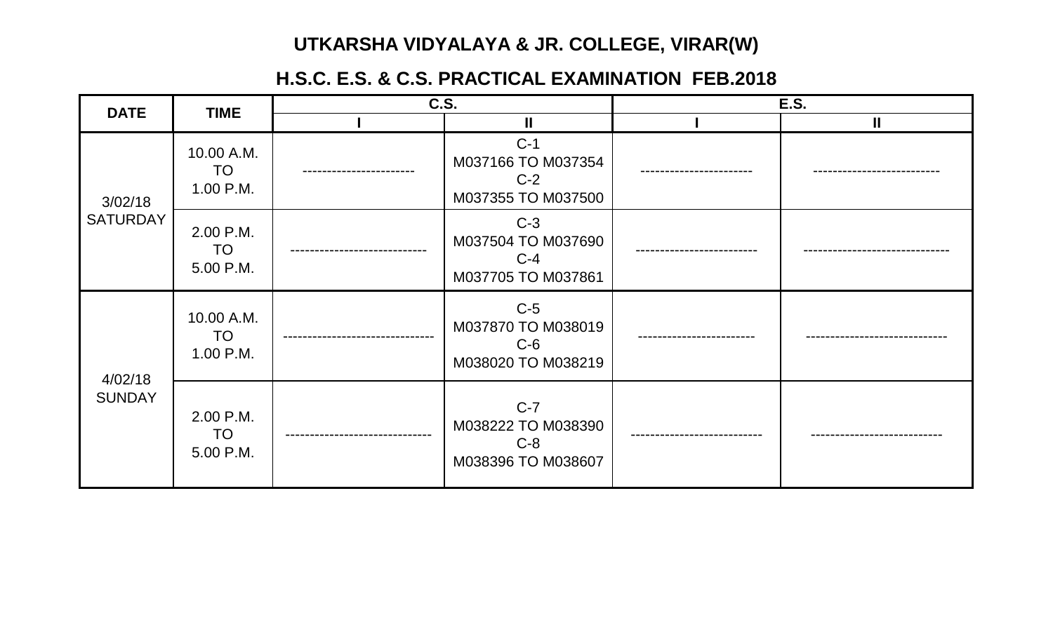# UTKARSHA VIDYALAYA & JR. COLLEGE, VIRAR(W)

## H.S.C. E.S. & C.S. PRACTICAL EXAMINATION FEB.2018

| DATE | TIME | C.S. | | E.S. | |
|---|---|---|---|---|---|
| | | I | II | I | II |
| 3/02/18 SATURDAY | 10.00 A.M. TO 1.00 P.M. | ----------------------- | C-1 M037166 TO M037354 C-2 M037355 TO M037500 | ----------------------- | -------------------------- |
| | 2.00 P.M. TO 5.00 P.M. | ---------------------------- | C-3 M037504 TO M037690 C-4 M037705 TO M037861 | ------------------------- | ------------------------------ |
| 4/02/18 SUNDAY | 10.00 A.M. TO 1.00 P.M. | ------------------------------- | C-5 M037870 TO M038019 C-6 M038020 TO M038219 | ------------------------ | ---------------------------- |
| | 2.00 P.M. TO 5.00 P.M. | ------------------------------ | C-7 M038222 TO M038390 C-8 M038396 TO M038607 | --------------------------- | -------------------------- |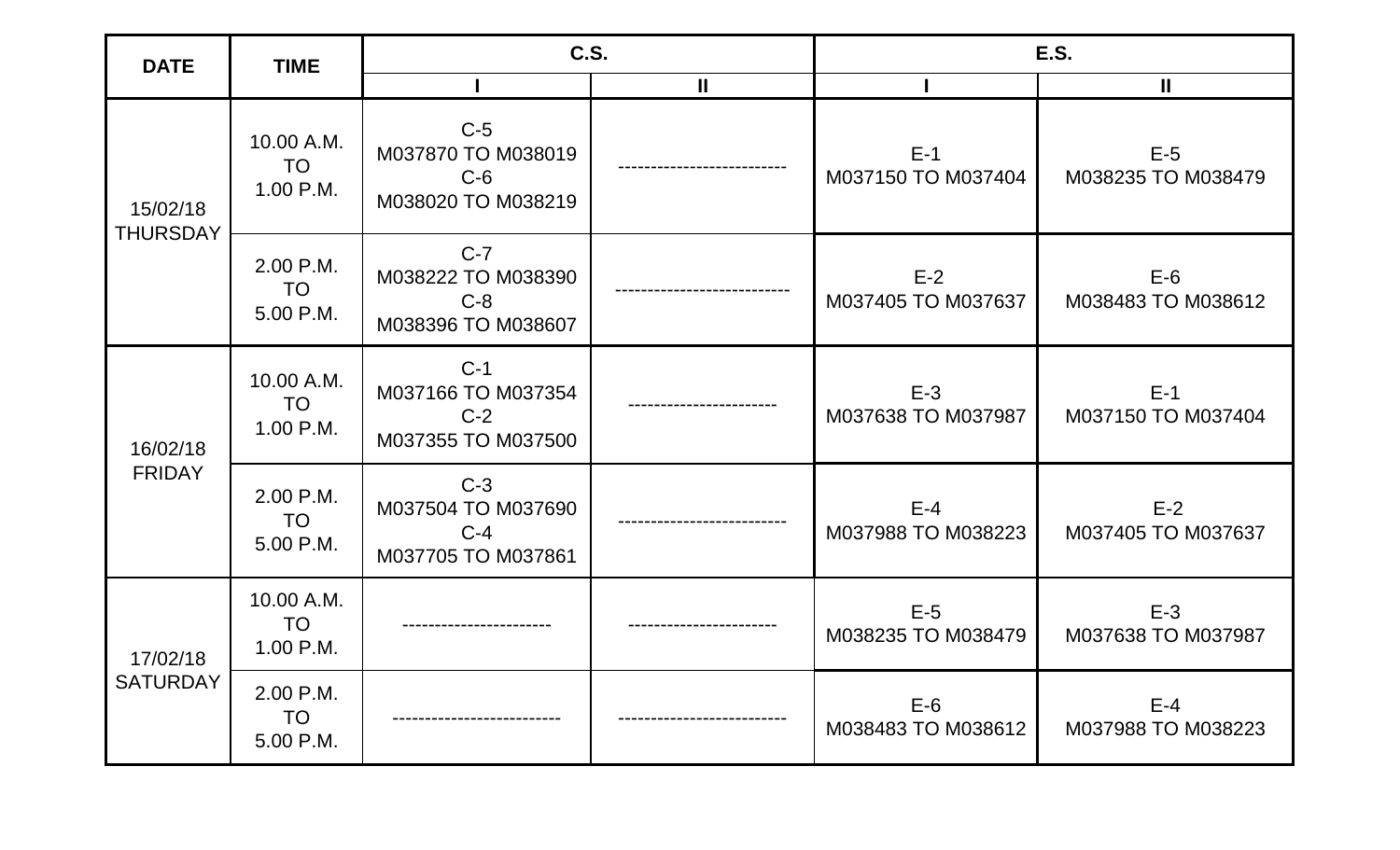| DATE | TIME | C.S. | | E.S. | |
|---|---|---|---|---|---|
| | | I | II | I | II |
| 15/02/18 THURSDAY | 10.00 A.M. TO 1.00 P.M. | C-5 M037870 TO M038019 C-6 M038020 TO M038219 | -------------------------- | E-1 M037150 TO M037404 | E-5 M038235 TO M038479 |
| | 2.00 P.M. TO 5.00 P.M. | C-7 M038222 TO M038390 C-8 M038396 TO M038607 | --------------------------- | E-2 M037405 TO M037637 | E-6 M038483 TO M038612 |
| 16/02/18 FRIDAY | 10.00 A.M. TO 1.00 P.M. | C-1 M037166 TO M037354 C-2 M037355 TO M037500 | ----------------------- | E-3 M037638 TO M037987 | E-1 M037150 TO M037404 |
| | 2.00 P.M. TO 5.00 P.M. | C-3 M037504 TO M037690 C-4 M037705 TO M037861 | -------------------------- | E-4 M037988 TO M038223 | E-2 M037405 TO M037637 |
| 17/02/18 SATURDAY | 10.00 A.M. TO 1.00 P.M. | ----------------------- | ----------------------- | E-5 M038235 TO M038479 | E-3 M037638 TO M037987 |
| | 2.00 P.M. TO 5.00 P.M. | -------------------------- | -------------------------- | E-6 M038483 TO M038612 | E-4 M037988 TO M038223 |